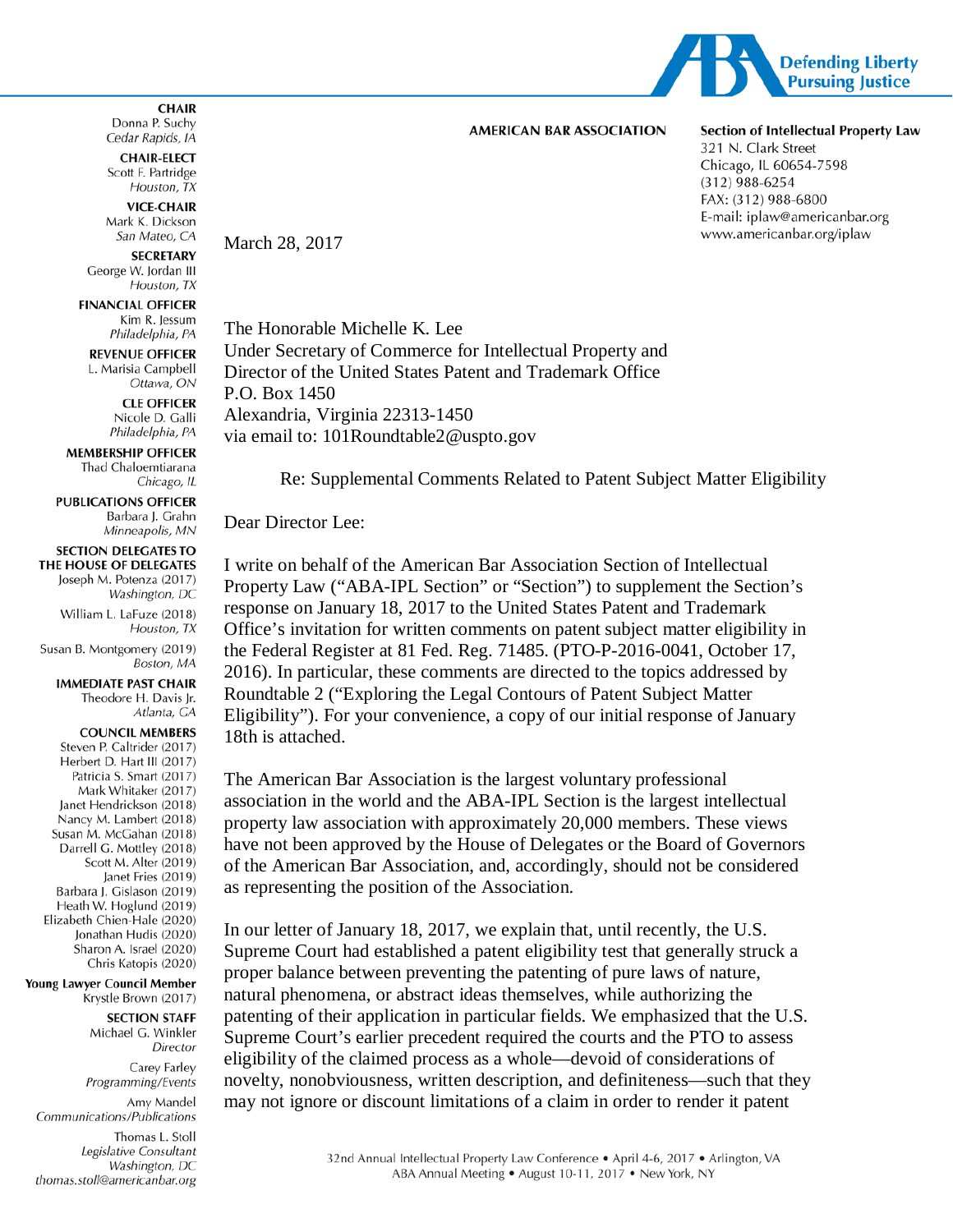AMERICAN BAR ASSOCIATION

**Section of Intellectual Property Law**
321 N. Clark Street
Chicago, IL 60654-7598
(312) 988-6254
FAX: (312) 988-6800
E-mail: iplaw@americanbar.org
www.americanbar.org/iplaw

**CHAIR**
Donna P. Suchy
*Cedar Rapids, IA*

**CHAIR-ELECT**
Scott F. Partridge
*Houston, TX*

**VICE-CHAIR**
Mark K. Dickson
*San Mateo, CA*

**SECRETARY**
George W. Jordan III
*Houston, TX*

**FINANCIAL OFFICER**
Kim R. Jessum
*Philadelphia, PA*

**REVENUE OFFICER**
L. Marisia Campbell
*Ottawa, ON*

**CLE OFFICER**
Nicole D. Galli
*Philadelphia, PA*

**MEMBERSHIP OFFICER**
Thad Chaloemtiarana
*Chicago, IL*

**PUBLICATIONS OFFICER**
Barbara J. Grahn
*Minneapolis, MN*

**SECTION DELEGATES TO THE HOUSE OF DELEGATES**
Joseph M. Potenza (2017)
*Washington, DC*
William L. LaFuze (2018)
*Houston, TX*
Susan B. Montgomery (2019)
*Boston, MA*

**IMMEDIATE PAST CHAIR**
Theodore H. Davis Jr.
*Atlanta, GA*

**COUNCIL MEMBERS**
Steven P. Caltrider (2017)
Herbert D. Hart III (2017)
Patricia S. Smart (2017)
Mark Whitaker (2017)
Janet Hendrickson (2018)
Nancy M. Lambert (2018)
Susan M. McGahan (2018)
Darrell G. Mottley (2018)
Scott M. Alter (2019)
Janet Fries (2019)
Barbara J. Gislason (2019)
Heath W. Hoglund (2019)
Elizabeth Chien-Hale (2020)
Jonathan Hudis (2020)
Sharon A. Israel (2020)
Chris Katopis (2020)

**Young Lawyer Council Member**
Krystle Brown (2017)

**SECTION STAFF**
Michael G. Winkler
*Director*
Carey Farley
*Programming/Events*
Amy Mandel
*Communications/Publications*
Thomas L. Stoll
*Legislative Consultant*
*Washington, DC*
*thomas.stoll@americanbar.org*

March 28, 2017

The Honorable Michelle K. Lee
Under Secretary of Commerce for Intellectual Property and
Director of the United States Patent and Trademark Office
P.O. Box 1450
Alexandria, Virginia 22313-1450
via email to: 101Roundtable2@uspto.gov

Re: Supplemental Comments Related to Patent Subject Matter Eligibility

Dear Director Lee:

I write on behalf of the American Bar Association Section of Intellectual Property Law ("ABA-IPL Section" or "Section") to supplement the Section's response on January 18, 2017 to the United States Patent and Trademark Office's invitation for written comments on patent subject matter eligibility in the Federal Register at 81 Fed. Reg. 71485. (PTO-P-2016-0041, October 17, 2016). In particular, these comments are directed to the topics addressed by Roundtable 2 ("Exploring the Legal Contours of Patent Subject Matter Eligibility"). For your convenience, a copy of our initial response of January 18th is attached.

The American Bar Association is the largest voluntary professional association in the world and the ABA-IPL Section is the largest intellectual property law association with approximately 20,000 members. These views have not been approved by the House of Delegates or the Board of Governors of the American Bar Association, and, accordingly, should not be considered as representing the position of the Association.

In our letter of January 18, 2017, we explain that, until recently, the U.S. Supreme Court had established a patent eligibility test that generally struck a proper balance between preventing the patenting of pure laws of nature, natural phenomena, or abstract ideas themselves, while authorizing the patenting of their application in particular fields. We emphasized that the U.S. Supreme Court's earlier precedent required the courts and the PTO to assess eligibility of the claimed process as a whole—devoid of considerations of novelty, nonobviousness, written description, and definiteness—such that they may not ignore or discount limitations of a claim in order to render it patent

32nd Annual Intellectual Property Law Conference • April 4-6, 2017 • Arlington, VA
ABA Annual Meeting • August 10-11, 2017 • New York, NY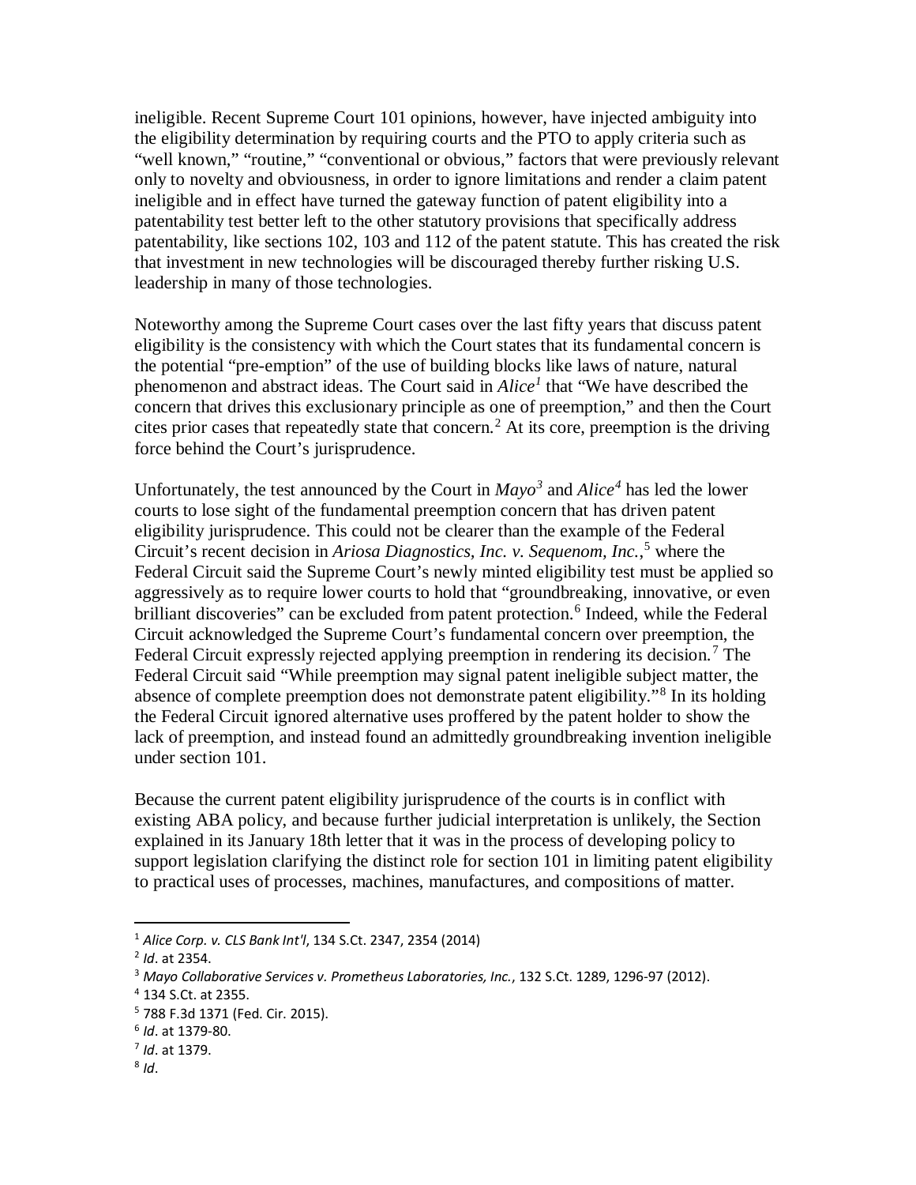ineligible. Recent Supreme Court 101 opinions, however, have injected ambiguity into the eligibility determination by requiring courts and the PTO to apply criteria such as "well known," "routine," "conventional or obvious," factors that were previously relevant only to novelty and obviousness, in order to ignore limitations and render a claim patent ineligible and in effect have turned the gateway function of patent eligibility into a patentability test better left to the other statutory provisions that specifically address patentability, like sections 102, 103 and 112 of the patent statute. This has created the risk that investment in new technologies will be discouraged thereby further risking U.S. leadership in many of those technologies.

Noteworthy among the Supreme Court cases over the last fifty years that discuss patent eligibility is the consistency with which the Court states that its fundamental concern is the potential "pre-emption" of the use of building blocks like laws of nature, natural phenomenon and abstract ideas. The Court said in *Alice*[1] that "We have described the concern that drives this exclusionary principle as one of preemption," and then the Court cites prior cases that repeatedly state that concern.[2] At its core, preemption is the driving force behind the Court's jurisprudence.

Unfortunately, the test announced by the Court in *Mayo*[3] and *Alice*[4] has led the lower courts to lose sight of the fundamental preemption concern that has driven patent eligibility jurisprudence. This could not be clearer than the example of the Federal Circuit's recent decision in *Ariosa Diagnostics, Inc. v. Sequenom, Inc.*,[5] where the Federal Circuit said the Supreme Court's newly minted eligibility test must be applied so aggressively as to require lower courts to hold that "groundbreaking, innovative, or even brilliant discoveries" can be excluded from patent protection.[6] Indeed, while the Federal Circuit acknowledged the Supreme Court's fundamental concern over preemption, the Federal Circuit expressly rejected applying preemption in rendering its decision.[7] The Federal Circuit said "While preemption may signal patent ineligible subject matter, the absence of complete preemption does not demonstrate patent eligibility."[8] In its holding the Federal Circuit ignored alternative uses proffered by the patent holder to show the lack of preemption, and instead found an admittedly groundbreaking invention ineligible under section 101.

Because the current patent eligibility jurisprudence of the courts is in conflict with existing ABA policy, and because further judicial interpretation is unlikely, the Section explained in its January 18th letter that it was in the process of developing policy to support legislation clarifying the distinct role for section 101 in limiting patent eligibility to practical uses of processes, machines, manufactures, and compositions of matter.

---

[1] *Alice Corp. v. CLS Bank Int'l*, 134 S.Ct. 2347, 2354 (2014)

[2] *Id*. at 2354.

[3] *Mayo Collaborative Services v. Prometheus Laboratories, Inc.*, 132 S.Ct. 1289, 1296-97 (2012).

[4] 134 S.Ct. at 2355.

[5] 788 F.3d 1371 (Fed. Cir. 2015).

[6] *Id*. at 1379-80.

[7] *Id*. at 1379.

[8] *Id*.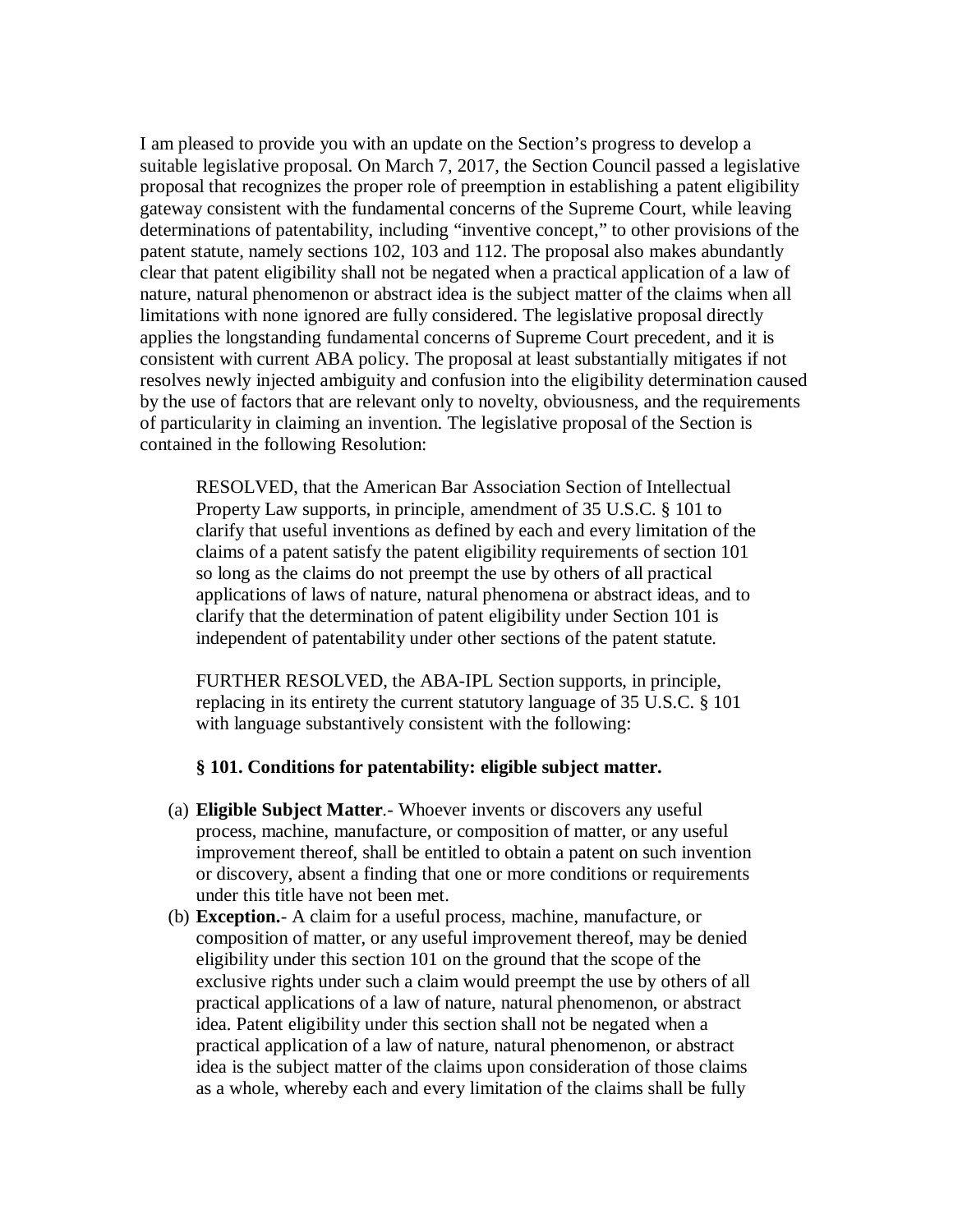I am pleased to provide you with an update on the Section's progress to develop a suitable legislative proposal. On March 7, 2017, the Section Council passed a legislative proposal that recognizes the proper role of preemption in establishing a patent eligibility gateway consistent with the fundamental concerns of the Supreme Court, while leaving determinations of patentability, including "inventive concept," to other provisions of the patent statute, namely sections 102, 103 and 112. The proposal also makes abundantly clear that patent eligibility shall not be negated when a practical application of a law of nature, natural phenomenon or abstract idea is the subject matter of the claims when all limitations with none ignored are fully considered. The legislative proposal directly applies the longstanding fundamental concerns of Supreme Court precedent, and it is consistent with current ABA policy. The proposal at least substantially mitigates if not resolves newly injected ambiguity and confusion into the eligibility determination caused by the use of factors that are relevant only to novelty, obviousness, and the requirements of particularity in claiming an invention. The legislative proposal of the Section is contained in the following Resolution:

> RESOLVED, that the American Bar Association Section of Intellectual Property Law supports, in principle, amendment of 35 U.S.C. § 101 to clarify that useful inventions as defined by each and every limitation of the claims of a patent satisfy the patent eligibility requirements of section 101 so long as the claims do not preempt the use by others of all practical applications of laws of nature, natural phenomena or abstract ideas, and to clarify that the determination of patent eligibility under Section 101 is independent of patentability under other sections of the patent statute.
>
> FURTHER RESOLVED, the ABA-IPL Section supports, in principle, replacing in its entirety the current statutory language of 35 U.S.C. § 101 with language substantively consistent with the following:
>
> **§ 101. Conditions for patentability: eligible subject matter.**
>
> (a) **Eligible Subject Matter**.- Whoever invents or discovers any useful process, machine, manufacture, or composition of matter, or any useful improvement thereof, shall be entitled to obtain a patent on such invention or discovery, absent a finding that one or more conditions or requirements under this title have not been met.
>
> (b) **Exception.**- A claim for a useful process, machine, manufacture, or composition of matter, or any useful improvement thereof, may be denied eligibility under this section 101 on the ground that the scope of the exclusive rights under such a claim would preempt the use by others of all practical applications of a law of nature, natural phenomenon, or abstract idea. Patent eligibility under this section shall not be negated when a practical application of a law of nature, natural phenomenon, or abstract idea is the subject matter of the claims upon consideration of those claims as a whole, whereby each and every limitation of the claims shall be fully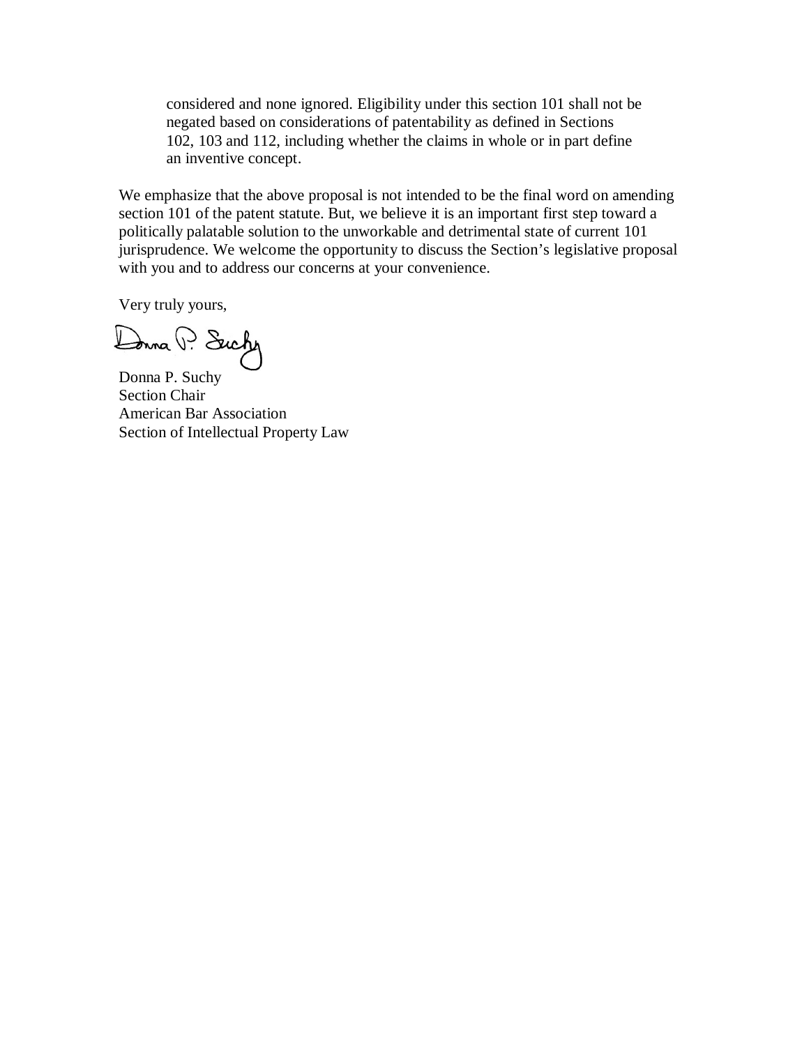> considered and none ignored. Eligibility under this section 101 shall not be negated based on considerations of patentability as defined in Sections 102, 103 and 112, including whether the claims in whole or in part define an inventive concept.

We emphasize that the above proposal is not intended to be the final word on amending section 101 of the patent statute. But, we believe it is an important first step toward a politically palatable solution to the unworkable and detrimental state of current 101 jurisprudence. We welcome the opportunity to discuss the Section's legislative proposal with you and to address our concerns at your convenience.

Very truly yours,

Donna P. Suchy
Section Chair
American Bar Association
Section of Intellectual Property Law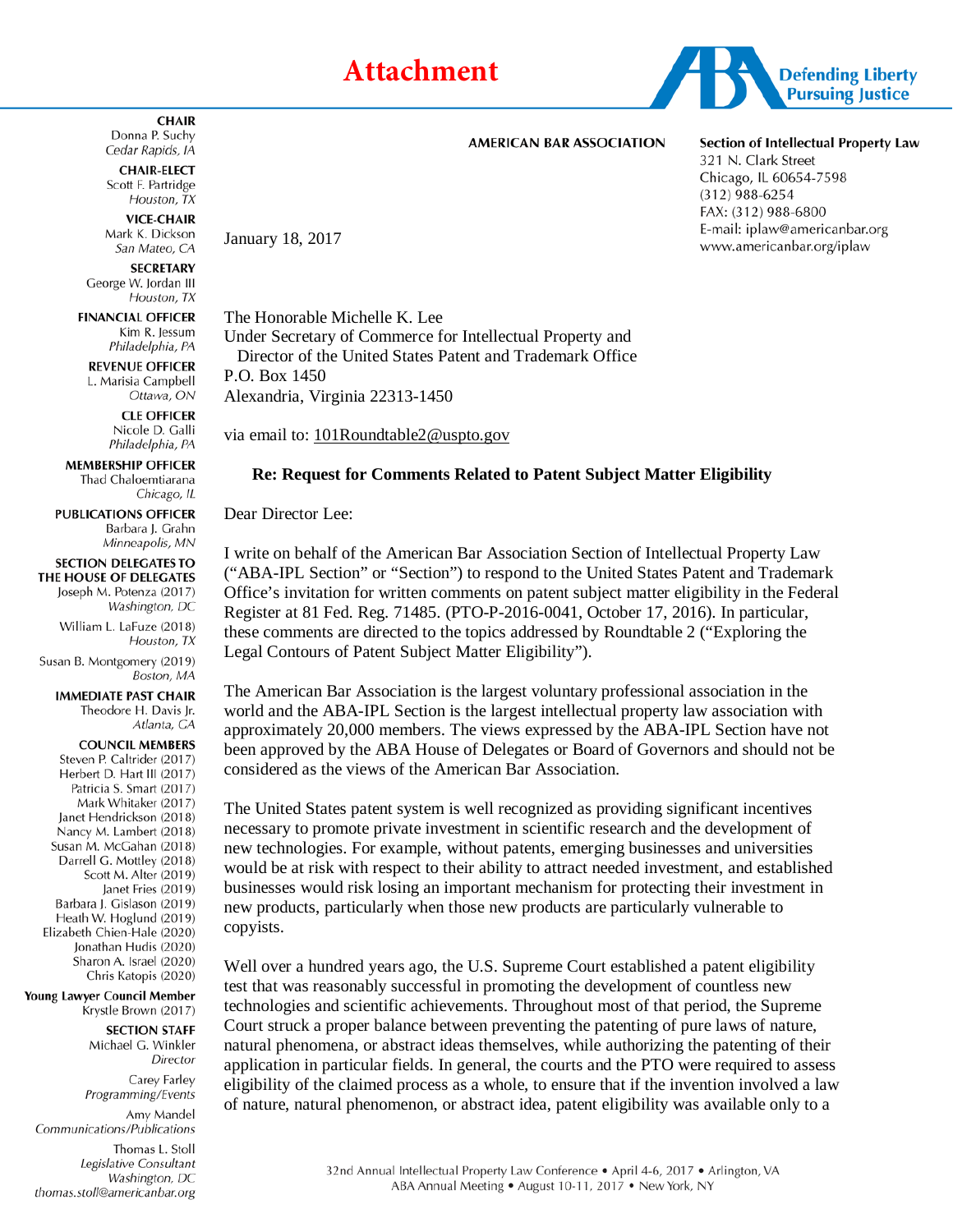# Attachment

**AMERICAN BAR ASSOCIATION**

**Section of Intellectual Property Law**
321 N. Clark Street
Chicago, IL 60654-7598
(312) 988-6254
FAX: (312) 988-6800
E-mail: iplaw@americanbar.org
www.americanbar.org/iplaw

**CHAIR**
Donna P. Suchy
*Cedar Rapids, IA*

**CHAIR-ELECT**
Scott F. Partridge
*Houston, TX*

**VICE-CHAIR**
Mark K. Dickson
*San Mateo, CA*

**SECRETARY**
George W. Jordan III
*Houston, TX*

**FINANCIAL OFFICER**
Kim R. Jessum
*Philadelphia, PA*

**REVENUE OFFICER**
L. Marisia Campbell
*Ottawa, ON*

**CLE OFFICER**
Nicole D. Galli
*Philadelphia, PA*

**MEMBERSHIP OFFICER**
Thad Chaloemtiarana
*Chicago, IL*

**PUBLICATIONS OFFICER**
Barbara J. Grahn
*Minneapolis, MN*

**SECTION DELEGATES TO THE HOUSE OF DELEGATES**
Joseph M. Potenza (2017)
*Washington, DC*
William L. LaFuze (2018)
*Houston, TX*
Susan B. Montgomery (2019)
*Boston, MA*

**IMMEDIATE PAST CHAIR**
Theodore H. Davis Jr.
*Atlanta, GA*

**COUNCIL MEMBERS**
Steven P. Caltrider (2017)
Herbert D. Hart III (2017)
Patricia S. Smart (2017)
Mark Whitaker (2017)
Janet Hendrickson (2018)
Nancy M. Lambert (2018)
Susan M. McGahan (2018)
Darrell G. Mottley (2018)
Scott M. Alter (2019)
Janet Fries (2019)
Barbara J. Gislason (2019)
Heath W. Hoglund (2019)
Elizabeth Chien-Hale (2020)
Jonathan Hudis (2020)
Sharon A. Israel (2020)
Chris Katopis (2020)

**Young Lawyer Council Member**
Krystle Brown (2017)

**SECTION STAFF**
Michael G. Winkler
*Director*
Carey Farley
*Programming/Events*
Amy Mandel
*Communications/Publications*
Thomas L. Stoll
*Legislative Consultant*
*Washington, DC*
*thomas.stoll@americanbar.org*

January 18, 2017

The Honorable Michelle K. Lee
Under Secretary of Commerce for Intellectual Property and
Director of the United States Patent and Trademark Office
P.O. Box 1450
Alexandria, Virginia 22313-1450

via email to: 101Roundtable2@uspto.gov

**Re: Request for Comments Related to Patent Subject Matter Eligibility**

Dear Director Lee:

I write on behalf of the American Bar Association Section of Intellectual Property Law ("ABA-IPL Section" or "Section") to respond to the United States Patent and Trademark Office's invitation for written comments on patent subject matter eligibility in the Federal Register at 81 Fed. Reg. 71485. (PTO-P-2016-0041, October 17, 2016). In particular, these comments are directed to the topics addressed by Roundtable 2 ("Exploring the Legal Contours of Patent Subject Matter Eligibility").

The American Bar Association is the largest voluntary professional association in the world and the ABA-IPL Section is the largest intellectual property law association with approximately 20,000 members. The views expressed by the ABA-IPL Section have not been approved by the ABA House of Delegates or Board of Governors and should not be considered as the views of the American Bar Association.

The United States patent system is well recognized as providing significant incentives necessary to promote private investment in scientific research and the development of new technologies. For example, without patents, emerging businesses and universities would be at risk with respect to their ability to attract needed investment, and established businesses would risk losing an important mechanism for protecting their investment in new products, particularly when those new products are particularly vulnerable to copyists.

Well over a hundred years ago, the U.S. Supreme Court established a patent eligibility test that was reasonably successful in promoting the development of countless new technologies and scientific achievements. Throughout most of that period, the Supreme Court struck a proper balance between preventing the patenting of pure laws of nature, natural phenomena, or abstract ideas themselves, while authorizing the patenting of their application in particular fields. In general, the courts and the PTO were required to assess eligibility of the claimed process as a whole, to ensure that if the invention involved a law of nature, natural phenomenon, or abstract idea, patent eligibility was available only to a

32nd Annual Intellectual Property Law Conference • April 4-6, 2017 • Arlington, VA
ABA Annual Meeting • August 10-11, 2017 • New York, NY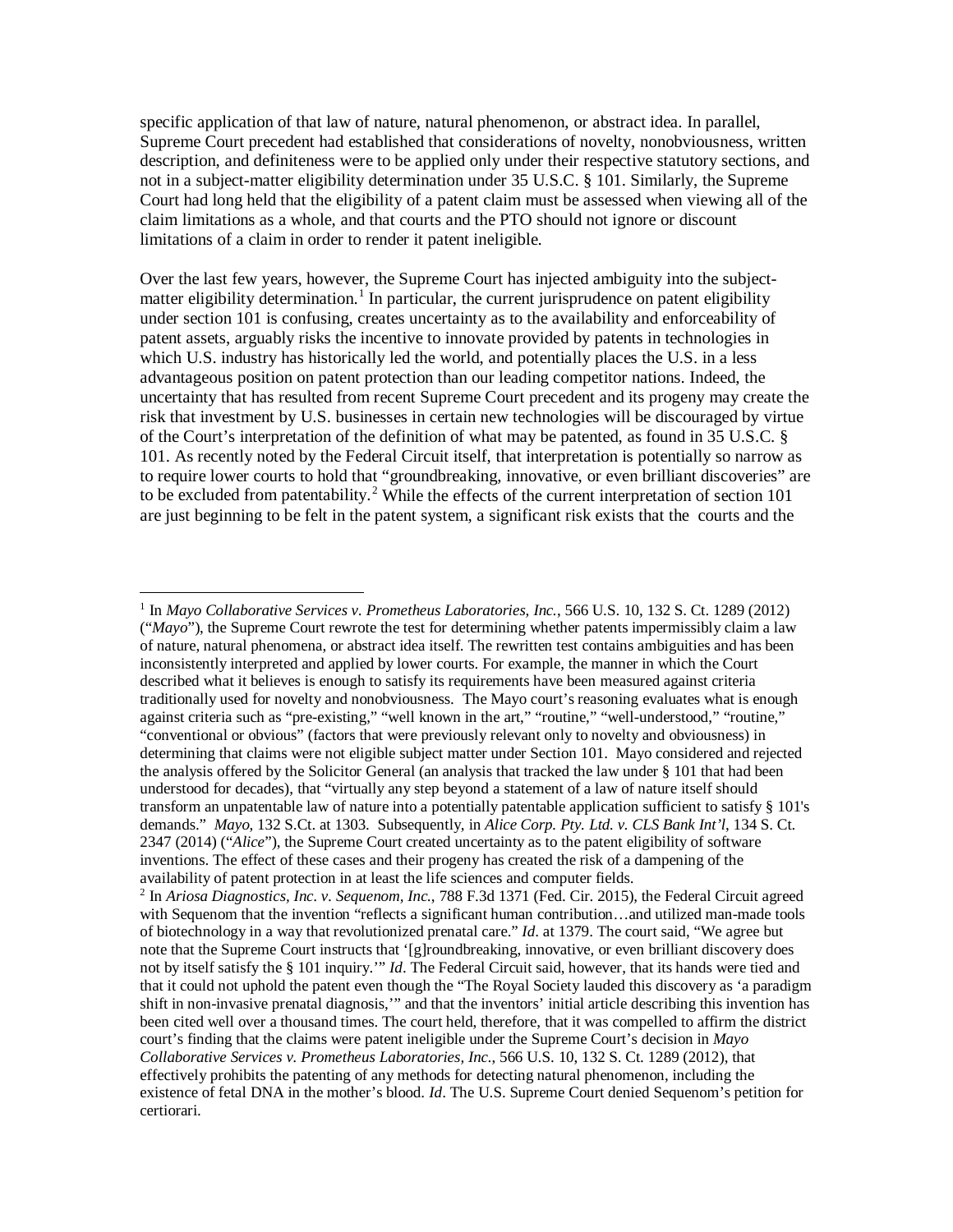specific application of that law of nature, natural phenomenon, or abstract idea. In parallel, Supreme Court precedent had established that considerations of novelty, nonobviousness, written description, and definiteness were to be applied only under their respective statutory sections, and not in a subject-matter eligibility determination under 35 U.S.C. § 101. Similarly, the Supreme Court had long held that the eligibility of a patent claim must be assessed when viewing all of the claim limitations as a whole, and that courts and the PTO should not ignore or discount limitations of a claim in order to render it patent ineligible.

Over the last few years, however, the Supreme Court has injected ambiguity into the subject-matter eligibility determination.[1] In particular, the current jurisprudence on patent eligibility under section 101 is confusing, creates uncertainty as to the availability and enforceability of patent assets, arguably risks the incentive to innovate provided by patents in technologies in which U.S. industry has historically led the world, and potentially places the U.S. in a less advantageous position on patent protection than our leading competitor nations. Indeed, the uncertainty that has resulted from recent Supreme Court precedent and its progeny may create the risk that investment by U.S. businesses in certain new technologies will be discouraged by virtue of the Court's interpretation of the definition of what may be patented, as found in 35 U.S.C. § 101. As recently noted by the Federal Circuit itself, that interpretation is potentially so narrow as to require lower courts to hold that "groundbreaking, innovative, or even brilliant discoveries" are to be excluded from patentability.[2] While the effects of the current interpretation of section 101 are just beginning to be felt in the patent system, a significant risk exists that the courts and the

---

[1] In *Mayo Collaborative Services v. Prometheus Laboratories, Inc.*, 566 U.S. 10, 132 S. Ct. 1289 (2012) ("*Mayo*"), the Supreme Court rewrote the test for determining whether patents impermissibly claim a law of nature, natural phenomena, or abstract idea itself. The rewritten test contains ambiguities and has been inconsistently interpreted and applied by lower courts. For example, the manner in which the Court described what it believes is enough to satisfy its requirements have been measured against criteria traditionally used for novelty and nonobviousness. The Mayo court's reasoning evaluates what is enough against criteria such as "pre-existing," "well known in the art," "routine," "well-understood," "routine," "conventional or obvious" (factors that were previously relevant only to novelty and obviousness) in determining that claims were not eligible subject matter under Section 101. Mayo considered and rejected the analysis offered by the Solicitor General (an analysis that tracked the law under § 101 that had been understood for decades), that "virtually any step beyond a statement of a law of nature itself should transform an unpatentable law of nature into a potentially patentable application sufficient to satisfy § 101's demands." *Mayo*, 132 S.Ct. at 1303. Subsequently, in *Alice Corp. Pty. Ltd. v. CLS Bank Int'l*, 134 S. Ct. 2347 (2014) ("*Alice*"), the Supreme Court created uncertainty as to the patent eligibility of software inventions. The effect of these cases and their progeny has created the risk of a dampening of the availability of patent protection in at least the life sciences and computer fields.

[2] In *Ariosa Diagnostics, Inc. v. Sequenom, Inc.*, 788 F.3d 1371 (Fed. Cir. 2015), the Federal Circuit agreed with Sequenom that the invention "reflects a significant human contribution…and utilized man-made tools of biotechnology in a way that revolutionized prenatal care." *Id*. at 1379. The court said, "We agree but note that the Supreme Court instructs that '[g]roundbreaking, innovative, or even brilliant discovery does not by itself satisfy the § 101 inquiry.'" *Id*. The Federal Circuit said, however, that its hands were tied and that it could not uphold the patent even though the "The Royal Society lauded this discovery as 'a paradigm shift in non-invasive prenatal diagnosis,'" and that the inventors' initial article describing this invention has been cited well over a thousand times. The court held, therefore, that it was compelled to affirm the district court's finding that the claims were patent ineligible under the Supreme Court's decision in *Mayo Collaborative Services v. Prometheus Laboratories, Inc.*, 566 U.S. 10, 132 S. Ct. 1289 (2012), that effectively prohibits the patenting of any methods for detecting natural phenomenon, including the existence of fetal DNA in the mother's blood. *Id*. The U.S. Supreme Court denied Sequenom's petition for certiorari.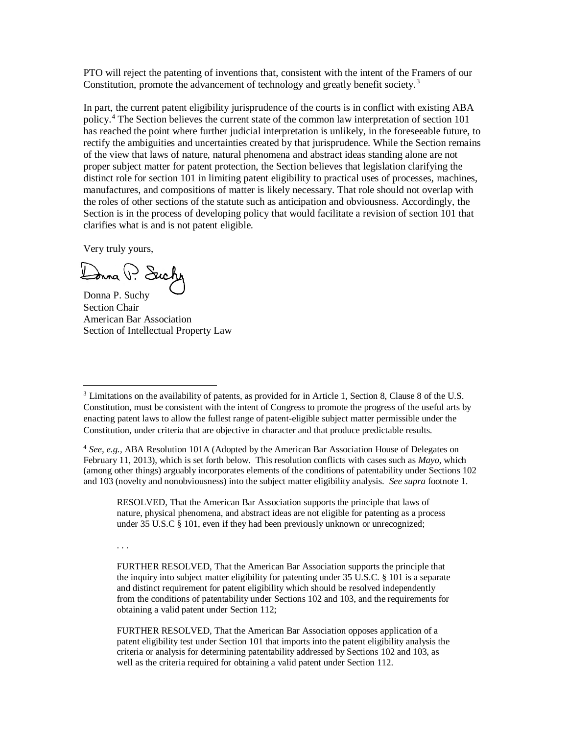PTO will reject the patenting of inventions that, consistent with the intent of the Framers of our Constitution, promote the advancement of technology and greatly benefit society.[3]

In part, the current patent eligibility jurisprudence of the courts is in conflict with existing ABA policy.[4] The Section believes the current state of the common law interpretation of section 101 has reached the point where further judicial interpretation is unlikely, in the foreseeable future, to rectify the ambiguities and uncertainties created by that jurisprudence. While the Section remains of the view that laws of nature, natural phenomena and abstract ideas standing alone are not proper subject matter for patent protection, the Section believes that legislation clarifying the distinct role for section 101 in limiting patent eligibility to practical uses of processes, machines, manufactures, and compositions of matter is likely necessary. That role should not overlap with the roles of other sections of the statute such as anticipation and obviousness. Accordingly, the Section is in the process of developing policy that would facilitate a revision of section 101 that clarifies what is and is not patent eligible.

Very truly yours,

Donna P. Suchy
Section Chair
American Bar Association
Section of Intellectual Property Law

---

[3] Limitations on the availability of patents, as provided for in Article 1, Section 8, Clause 8 of the U.S. Constitution, must be consistent with the intent of Congress to promote the progress of the useful arts by enacting patent laws to allow the fullest range of patent-eligible subject matter permissible under the Constitution, under criteria that are objective in character and that produce predictable results.

[4] *See, e.g.,* ABA Resolution 101A (Adopted by the American Bar Association House of Delegates on February 11, 2013), which is set forth below. This resolution conflicts with cases such as *Mayo*, which (among other things) arguably incorporates elements of the conditions of patentability under Sections 102 and 103 (novelty and nonobviousness) into the subject matter eligibility analysis. *See supra* footnote 1.

> RESOLVED, That the American Bar Association supports the principle that laws of nature, physical phenomena, and abstract ideas are not eligible for patenting as a process under 35 U.S.C § 101, even if they had been previously unknown or unrecognized;
>
> . . .
>
> FURTHER RESOLVED, That the American Bar Association supports the principle that the inquiry into subject matter eligibility for patenting under 35 U.S.C. § 101 is a separate and distinct requirement for patent eligibility which should be resolved independently from the conditions of patentability under Sections 102 and 103, and the requirements for obtaining a valid patent under Section 112;
>
> FURTHER RESOLVED, That the American Bar Association opposes application of a patent eligibility test under Section 101 that imports into the patent eligibility analysis the criteria or analysis for determining patentability addressed by Sections 102 and 103, as well as the criteria required for obtaining a valid patent under Section 112.